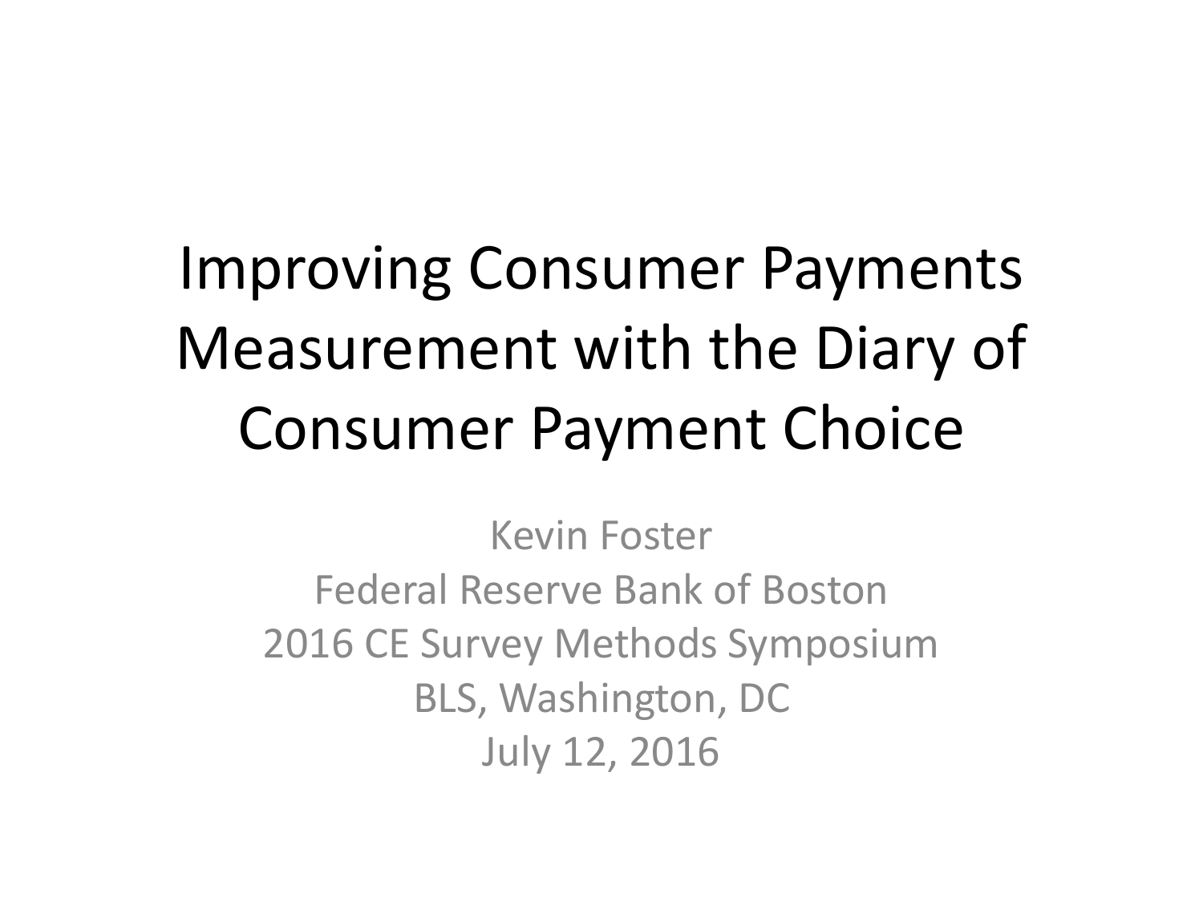# Improving Consumer Payments Measurement with the Diary of Consumer Payment Choice

Kevin Foster
Federal Reserve Bank of Boston
2016 CE Survey Methods Symposium
BLS, Washington, DC
July 12, 2016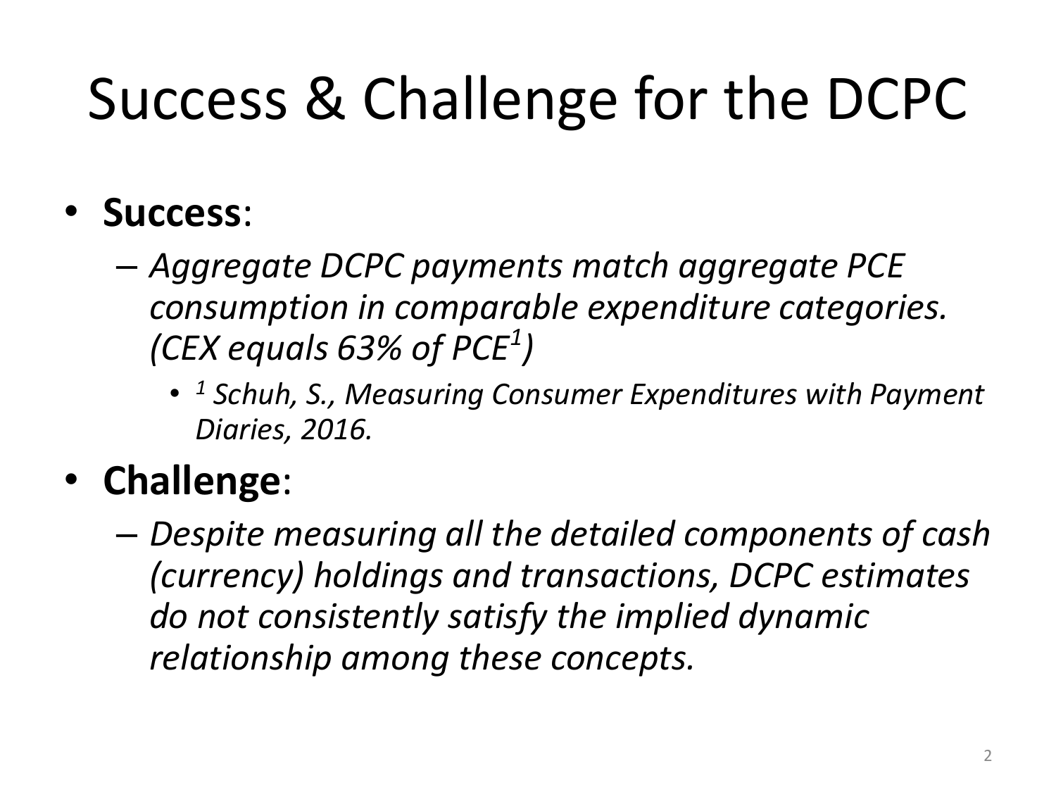# Success & Challenge for the DCPC

- **Success**:
  - *Aggregate DCPC payments match aggregate PCE consumption in comparable expenditure categories. (CEX equals 63% of PCE[1])*
    - *[1] Schuh, S., Measuring Consumer Expenditures with Payment Diaries, 2016.*
- **Challenge**:
  - *Despite measuring all the detailed components of cash (currency) holdings and transactions, DCPC estimates do not consistently satisfy the implied dynamic relationship among these concepts.*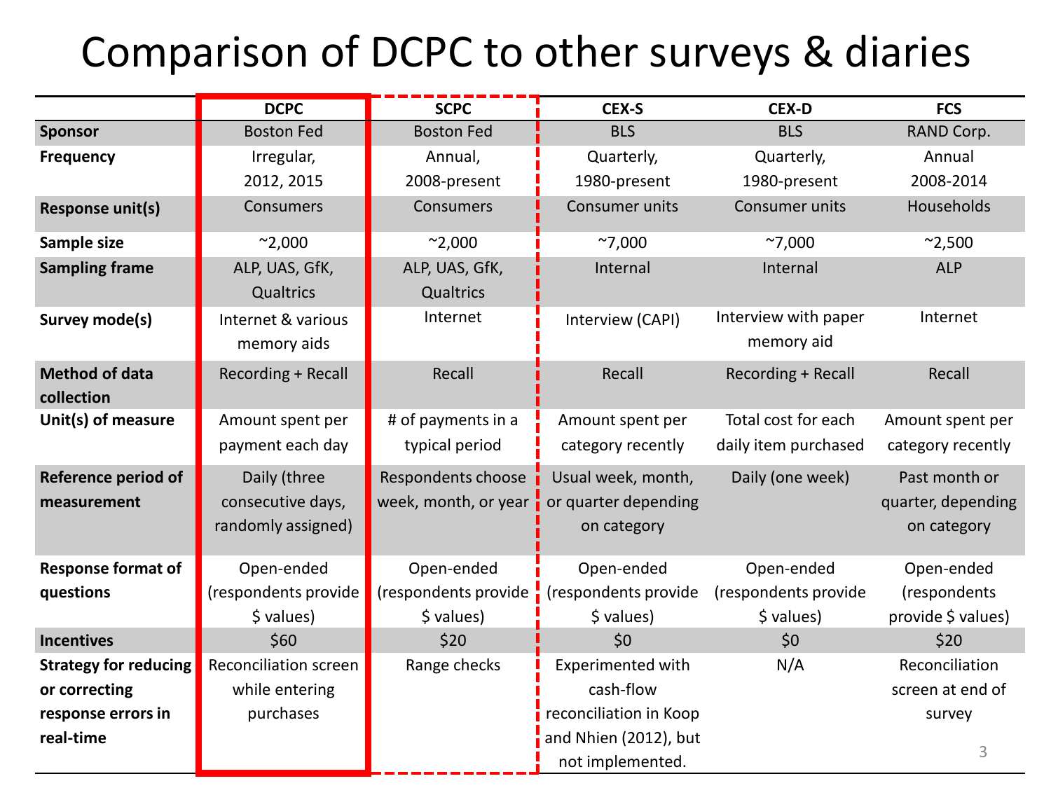# Comparison of DCPC to other surveys & diaries

| | DCPC | SCPC | CEX-S | CEX-D | FCS |
|---|---|---|---|---|---|
| **Sponsor** | Boston Fed | Boston Fed | BLS | BLS | RAND Corp. |
| **Frequency** | Irregular, 2012, 2015 | Annual, 2008-present | Quarterly, 1980-present | Quarterly, 1980-present | Annual 2008-2014 |
| **Response unit(s)** | Consumers | Consumers | Consumer units | Consumer units | Households |
| **Sample size** | ~2,000 | ~2,000 | ~7,000 | ~7,000 | ~2,500 |
| **Sampling frame** | ALP, UAS, GfK, Qualtrics | ALP, UAS, GfK, Qualtrics | Internal | Internal | ALP |
| **Survey mode(s)** | Internet & various memory aids | Internet | Interview (CAPI) | Interview with paper memory aid | Internet |
| **Method of data collection** | Recording + Recall | Recall | Recall | Recording + Recall | Recall |
| **Unit(s) of measure** | Amount spent per payment each day | # of payments in a typical period | Amount spent per category recently | Total cost for each daily item purchased | Amount spent per category recently |
| **Reference period of measurement** | Daily (three consecutive days, randomly assigned) | Respondents choose week, month, or year | Usual week, month, or quarter depending on category | Daily (one week) | Past month or quarter, depending on category |
| **Response format of questions** | Open-ended (respondents provide $ values) | Open-ended (respondents provide $ values) | Open-ended (respondents provide $ values) | Open-ended (respondents provide $ values) | Open-ended (respondents provide $ values) |
| **Incentives** | $60 | $20 | $0 | $0 | $20 |
| **Strategy for reducing or correcting response errors in real-time** | Reconciliation screen while entering purchases | Range checks | Experimented with cash-flow reconciliation in Koop and Nhien (2012), but not implemented. | N/A | Reconciliation screen at end of survey |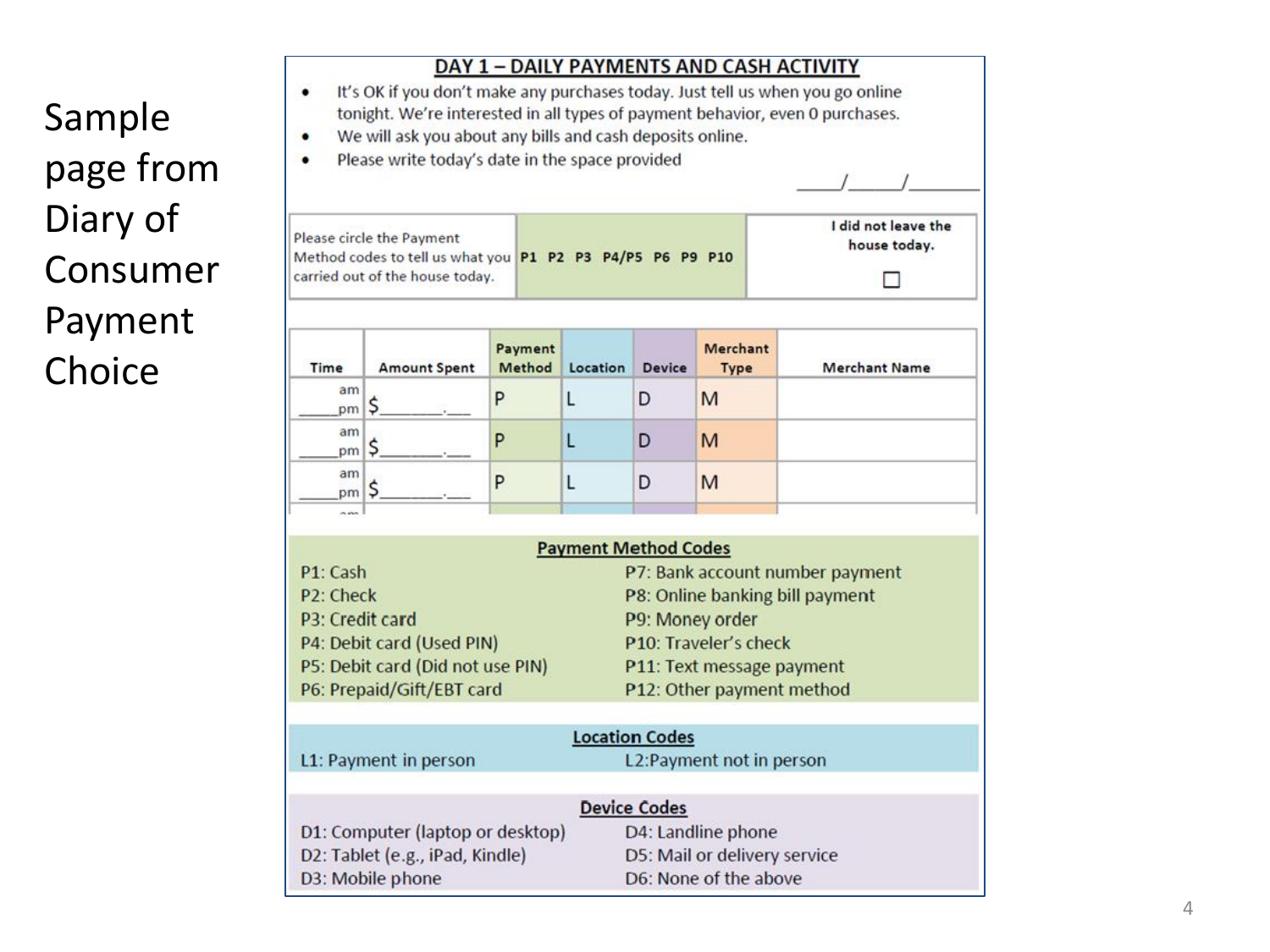# Sample page from Diary of Consumer Payment Choice

## DAY 1 – DAILY PAYMENTS AND CASH ACTIVITY

- It's OK if you don't make any purchases today. Just tell us when you go online tonight. We're interested in all types of payment behavior, even 0 purchases.
- We will ask you about any bills and cash deposits online.
- Please write today's date in the space provided

____/____/______

| Please circle the Payment Method codes to tell us what you carried out of the house today. | P1 P2 P3 P4/P5 P6 P9 P10 | I did not leave the house today. ☐ |
|---|---|---|

| Time | Amount Spent | Payment Method | Location | Device | Merchant Type | Merchant Name |
|---|---|---|---|---|---|---|
| ____ am/pm | $______.__ | P | L | D | M | |
| ____ am/pm | $______.__ | P | L | D | M | |
| ____ am/pm | $______.__ | P | L | D | M | |

### Payment Method Codes

P1: Cash
P2: Check
P3: Credit card
P4: Debit card (Used PIN)
P5: Debit card (Did not use PIN)
P6: Prepaid/Gift/EBT card
P7: Bank account number payment
P8: Online banking bill payment
P9: Money order
P10: Traveler's check
P11: Text message payment
P12: Other payment method

### Location Codes

L1: Payment in person
L2:Payment not in person

### Device Codes

D1: Computer (laptop or desktop)
D2: Tablet (e.g., iPad, Kindle)
D3: Mobile phone
D4: Landline phone
D5: Mail or delivery service
D6: None of the above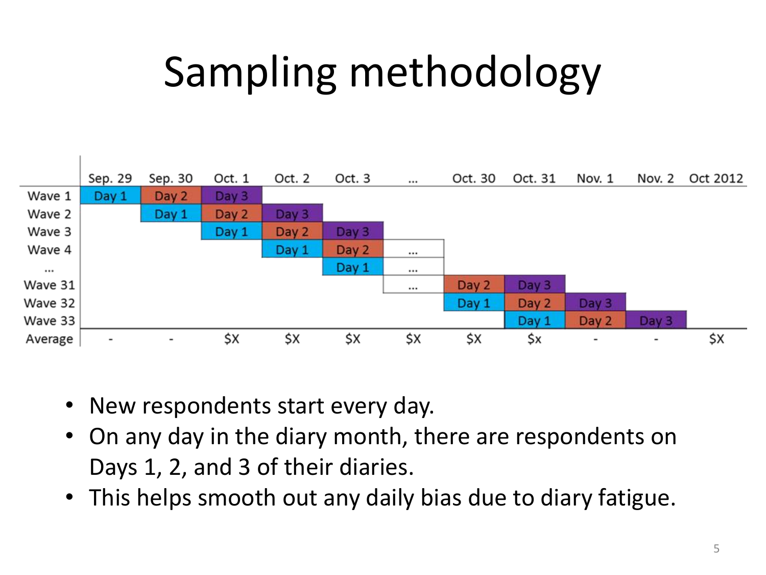# Sampling methodology

| | Sep. 29 | Sep. 30 | Oct. 1 | Oct. 2 | Oct. 3 | ... | Oct. 30 | Oct. 31 | Nov. 1 | Nov. 2 | Oct 2012 |
|---|---|---|---|---|---|---|---|---|---|---|---|
| Wave 1 | Day 1 | Day 2 | Day 3 | | | | | | | | |
| Wave 2 | | Day 1 | Day 2 | Day 3 | | | | | | | |
| Wave 3 | | | Day 1 | Day 2 | Day 3 | | | | | | |
| Wave 4 | | | | Day 1 | Day 2 | ... | | | | | |
| ... | | | | | Day 1 | ... | | | | | |
| Wave 31 | | | | | | ... | Day 2 | Day 3 | | | |
| Wave 32 | | | | | | | Day 1 | Day 2 | Day 3 | | |
| Wave 33 | | | | | | | | Day 1 | Day 2 | Day 3 | |
| Average | - | - | \$X | \$X | \$X | \$X | \$X | \$x | - | - | \$X |

- New respondents start every day.
- On any day in the diary month, there are respondents on Days 1, 2, and 3 of their diaries.
- This helps smooth out any daily bias due to diary fatigue.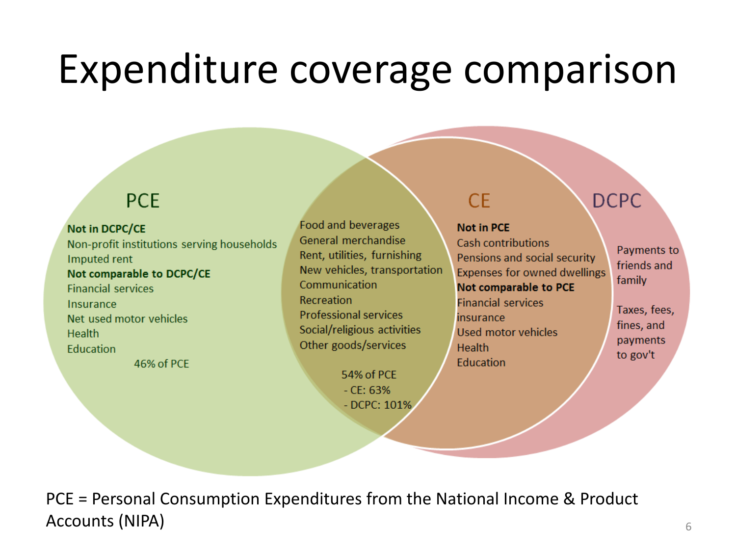# Expenditure coverage comparison

**PCE**

**Not in DCPC/CE**
- Non-profit institutions serving households
- Imputed rent

**Not comparable to DCPC/CE**
- Financial services
- Insurance
- Net used motor vehicles
- Health
- Education

46% of PCE

**PCE ∩ CE ∩ DCPC**
- Food and beverages
- General merchandise
- Rent, utilities, furnishing
- New vehicles, transportation
- Communication
- Recreation
- Professional services
- Social/religious activities
- Other goods/services

54% of PCE
- CE: 63%
- DCPC: 101%

**CE**

**Not in PCE**
- Cash contributions
- Pensions and social security
- Expenses for owned dwellings

**Not comparable to PCE**
- Financial services
- insurance
- Used motor vehicles
- Health
- Education

**DCPC**
- Payments to friends and family
- Taxes, fees, fines, and payments to gov't

PCE = Personal Consumption Expenditures from the National Income & Product Accounts (NIPA)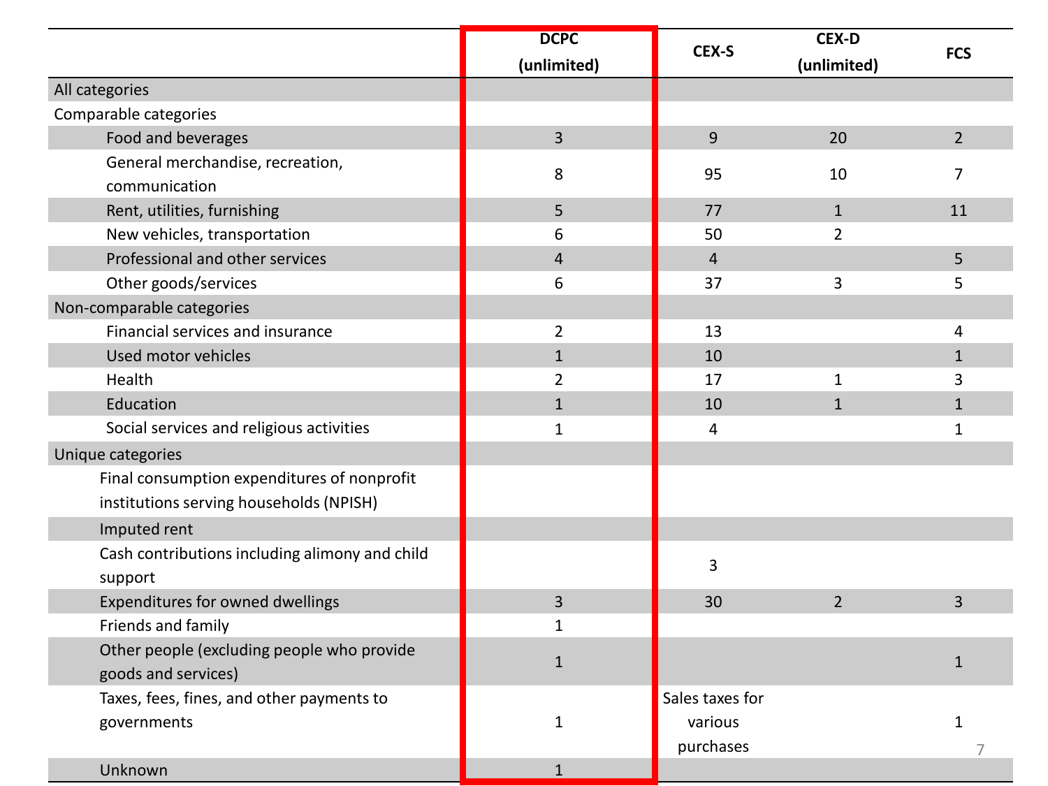| | DCPC (unlimited) | CEX-S | CEX-D (unlimited) | FCS |
|---|---|---|---|---|
| All categories | | | | |
| Comparable categories | | | | |
| Food and beverages | 3 | 9 | 20 | 2 |
| General merchandise, recreation, communication | 8 | 95 | 10 | 7 |
| Rent, utilities, furnishing | 5 | 77 | 1 | 11 |
| New vehicles, transportation | 6 | 50 | 2 | |
| Professional and other services | 4 | 4 | | 5 |
| Other goods/services | 6 | 37 | 3 | 5 |
| Non-comparable categories | | | | |
| Financial services and insurance | 2 | 13 | | 4 |
| Used motor vehicles | 1 | 10 | | 1 |
| Health | 2 | 17 | 1 | 3 |
| Education | 1 | 10 | 1 | 1 |
| Social services and religious activities | 1 | 4 | | 1 |
| Unique categories | | | | |
| Final consumption expenditures of nonprofit institutions serving households (NPISH) | | | | |
| Imputed rent | | | | |
| Cash contributions including alimony and child support | | 3 | | |
| Expenditures for owned dwellings | 3 | 30 | 2 | 3 |
| Friends and family | 1 | | | |
| Other people (excluding people who provide goods and services) | 1 | | | 1 |
| Taxes, fees, fines, and other payments to governments | 1 | Sales taxes for various purchases | | 1 |
| Unknown | 1 | | | |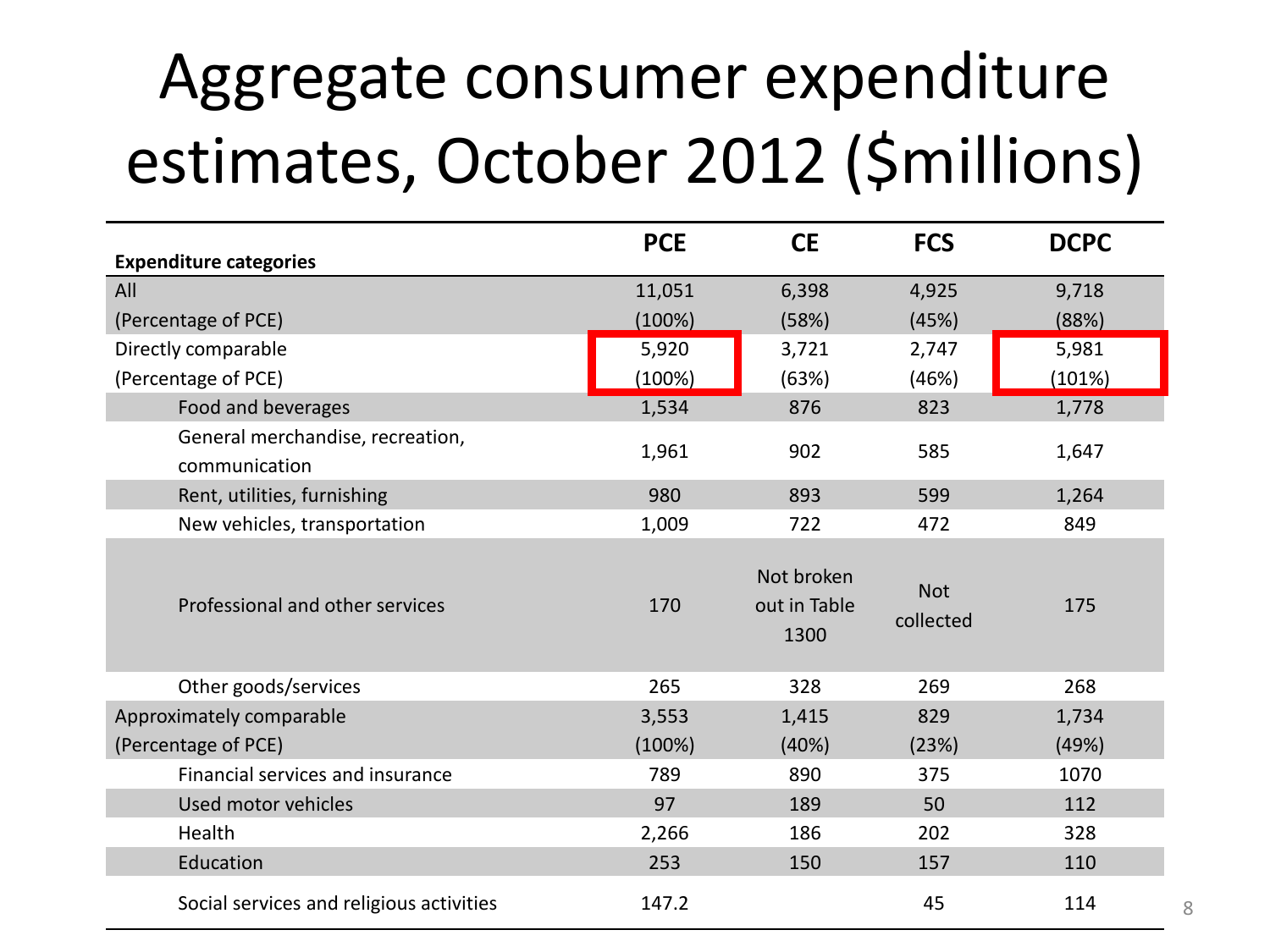# Aggregate consumer expenditure estimates, October 2012 ($millions)

| Expenditure categories | PCE | CE | FCS | DCPC |
|---|---|---|---|---|
| All | 11,051 | 6,398 | 4,925 | 9,718 |
| (Percentage of PCE) | (100%) | (58%) | (45%) | (88%) |
| Directly comparable | 5,920 | 3,721 | 2,747 | 5,981 |
| (Percentage of PCE) | (100%) | (63%) | (46%) | (101%) |
| Food and beverages | 1,534 | 876 | 823 | 1,778 |
| General merchandise, recreation, communication | 1,961 | 902 | 585 | 1,647 |
| Rent, utilities, furnishing | 980 | 893 | 599 | 1,264 |
| New vehicles, transportation | 1,009 | 722 | 472 | 849 |
| Professional and other services | 170 | Not broken out in Table 1300 | Not collected | 175 |
| Other goods/services | 265 | 328 | 269 | 268 |
| Approximately comparable | 3,553 | 1,415 | 829 | 1,734 |
| (Percentage of PCE) | (100%) | (40%) | (23%) | (49%) |
| Financial services and insurance | 789 | 890 | 375 | 1070 |
| Used motor vehicles | 97 | 189 | 50 | 112 |
| Health | 2,266 | 186 | 202 | 328 |
| Education | 253 | 150 | 157 | 110 |
| Social services and religious activities | 147.2 | | 45 | 114 |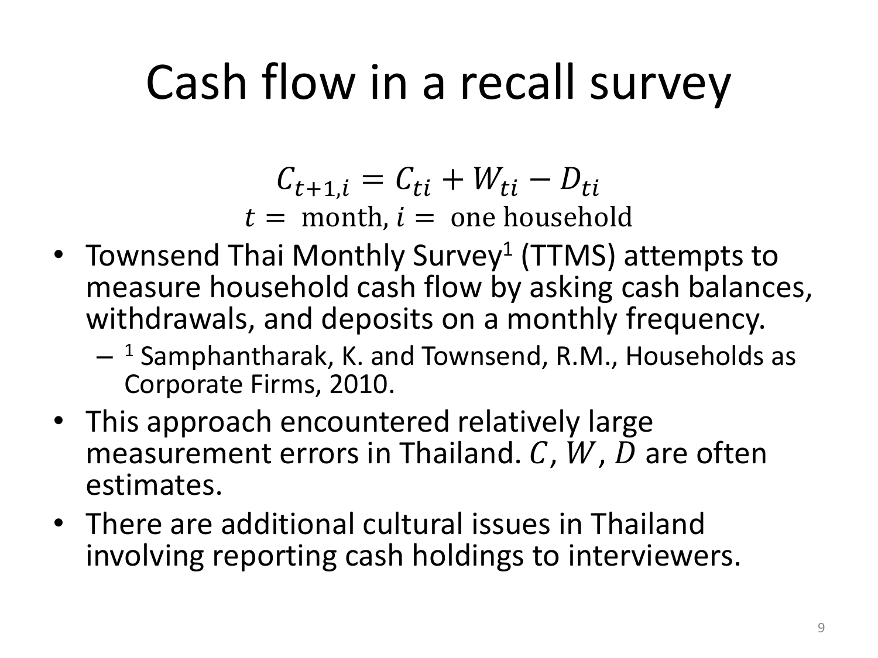# Cash flow in a recall survey

$$C_{t+1,i} = C_{ti} + W_{ti} - D_{ti}$$
$$t = \text{ month}, i = \text{ one household}$$

- Townsend Thai Monthly Survey[1] (TTMS) attempts to measure household cash flow by asking cash balances, withdrawals, and deposits on a monthly frequency.
  - [1] Samphantharak, K. and Townsend, R.M., Households as Corporate Firms, 2010.
- This approach encountered relatively large measurement errors in Thailand. $C$, $W$, $D$ are often estimates.
- There are additional cultural issues in Thailand involving reporting cash holdings to interviewers.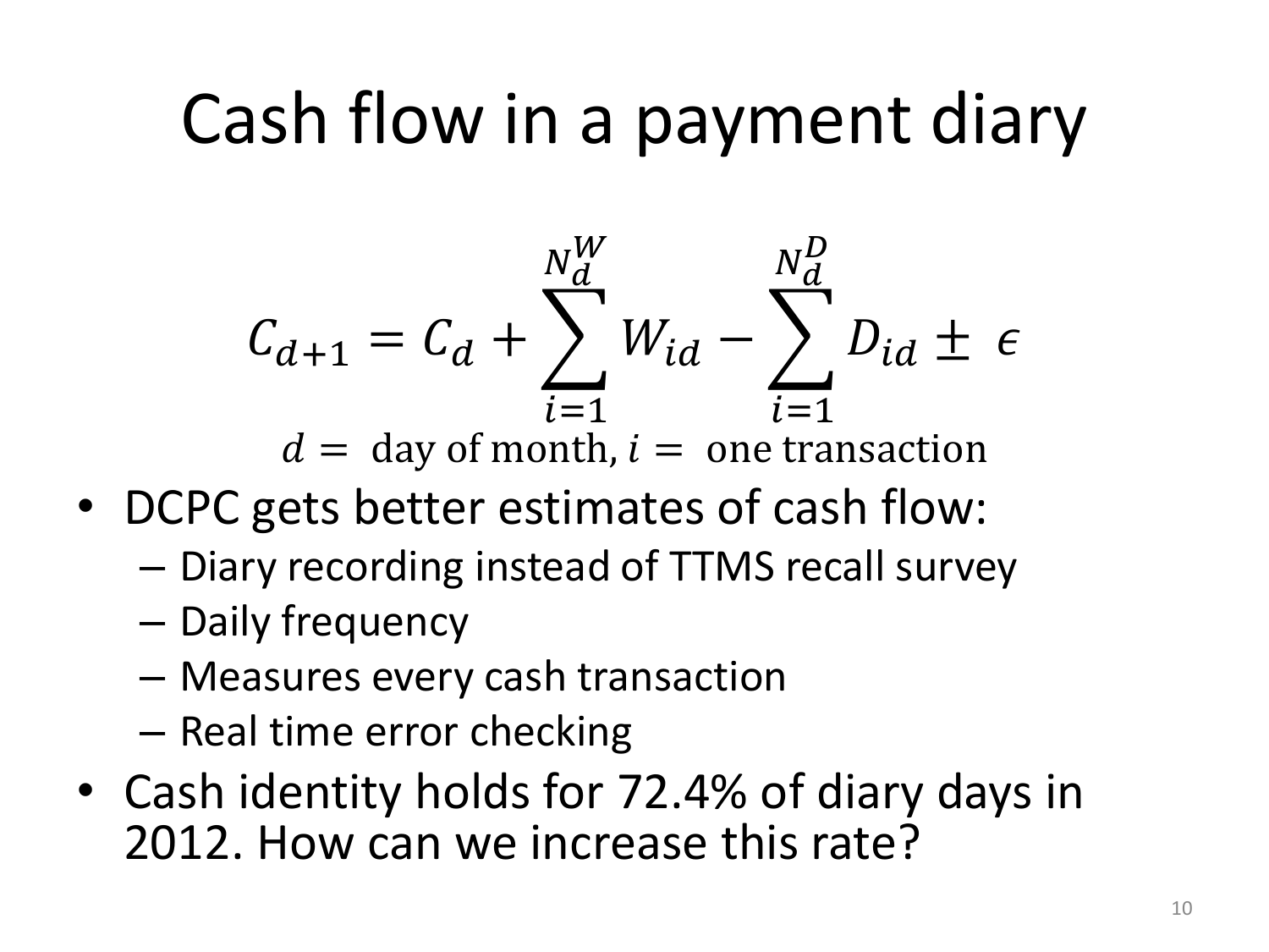# Cash flow in a payment diary

$$C_{d+1} = C_d + \sum_{i=1}^{N_d^W} W_{id} - \sum_{i=1}^{N_d^D} D_{id} \pm \epsilon$$

$d =$ day of month, $i =$ one transaction

- DCPC gets better estimates of cash flow:
  - Diary recording instead of TTMS recall survey
  - Daily frequency
  - Measures every cash transaction
  - Real time error checking
- Cash identity holds for 72.4% of diary days in 2012. How can we increase this rate?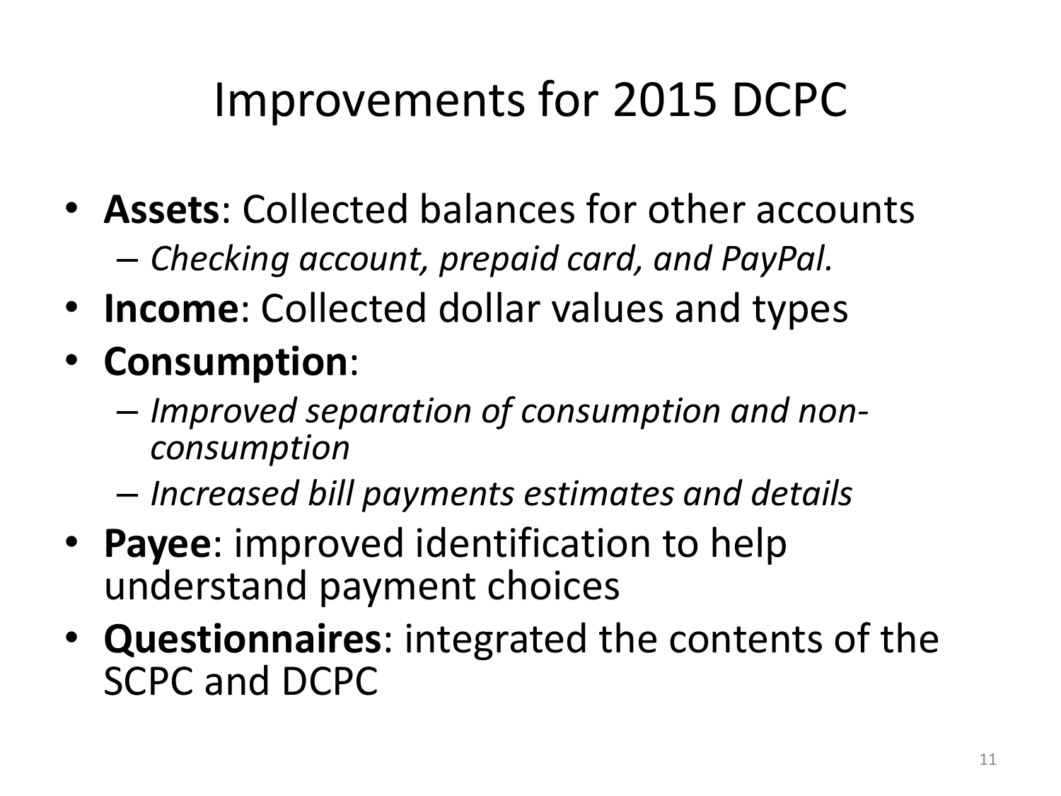# Improvements for 2015 DCPC

- **Assets**: Collected balances for other accounts
  - *Checking account, prepaid card, and PayPal.*
- **Income**: Collected dollar values and types
- **Consumption**:
  - *Improved separation of consumption and non-consumption*
  - *Increased bill payments estimates and details*
- **Payee**: improved identification to help understand payment choices
- **Questionnaires**: integrated the contents of the SCPC and DCPC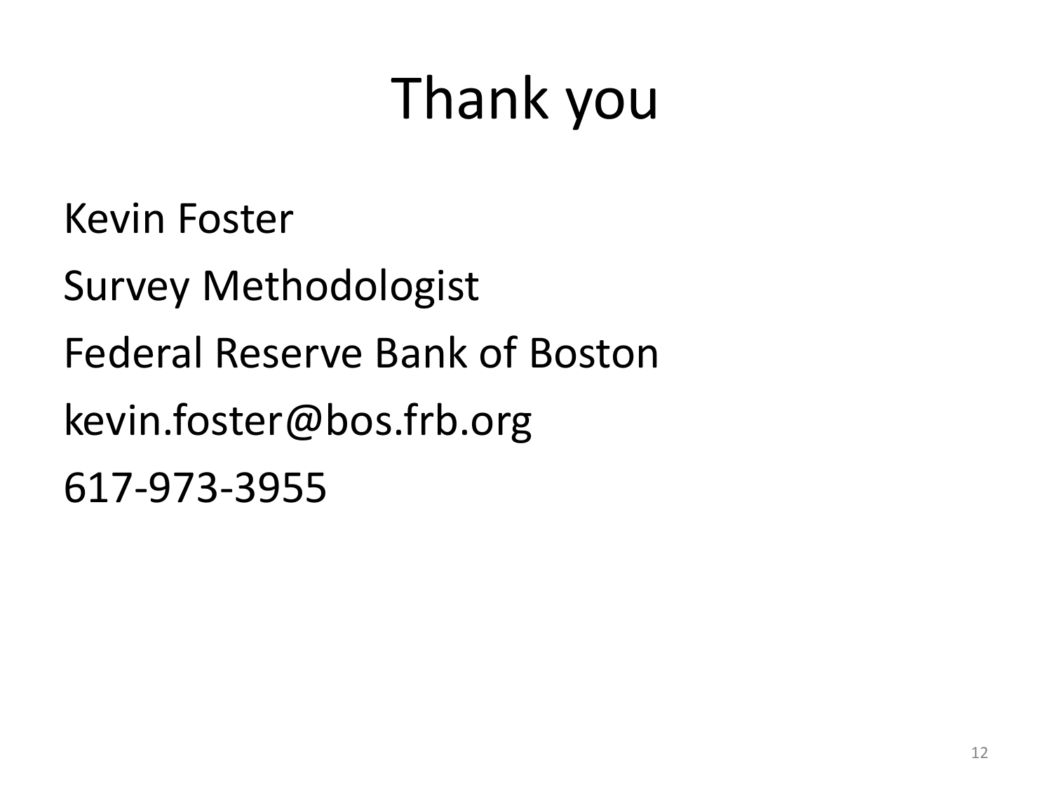# Thank you

Kevin Foster

Survey Methodologist

Federal Reserve Bank of Boston

kevin.foster@bos.frb.org

617-973-3955